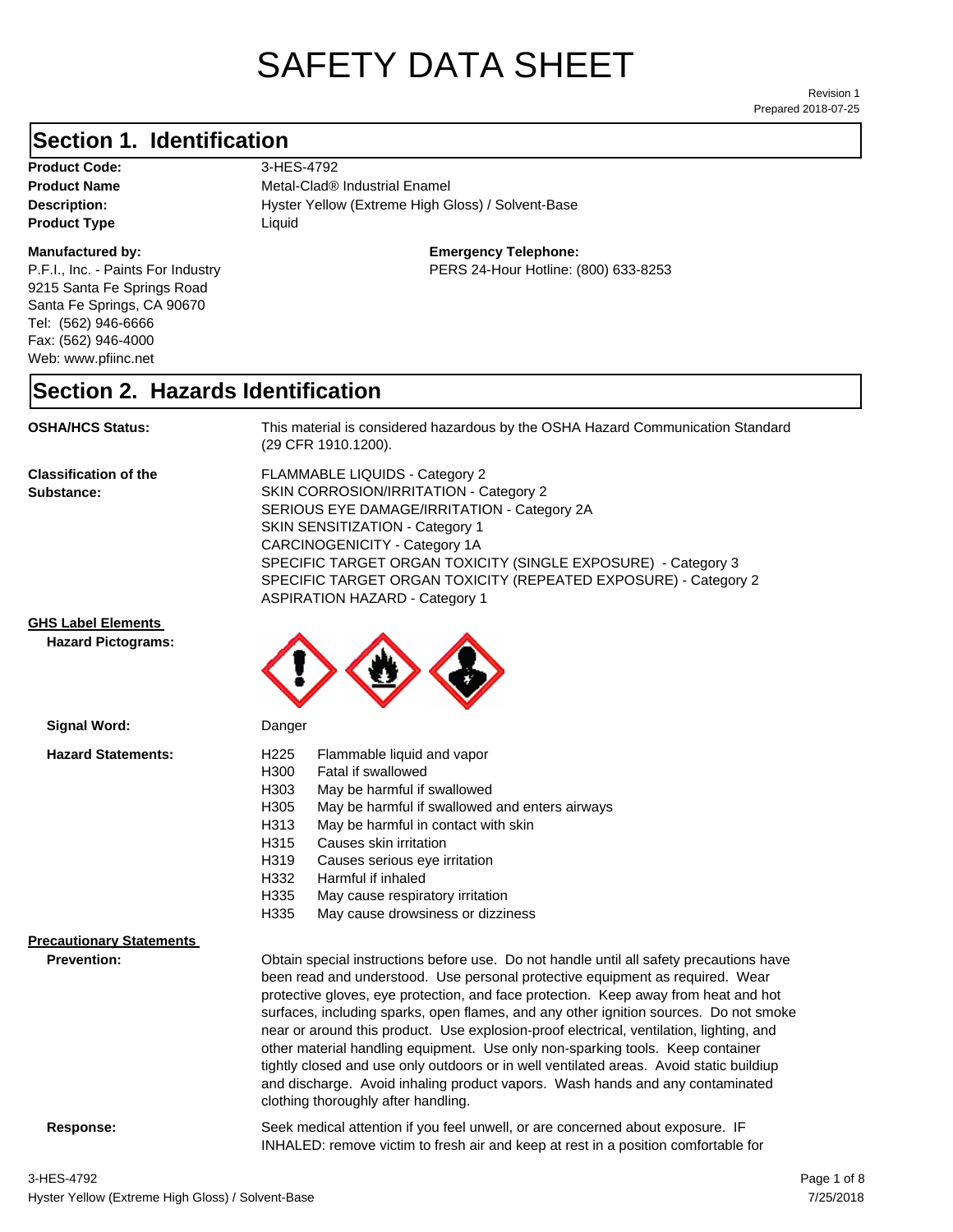# SAFETY DATA SHEET

Revision 1
Prepared 2018-07-25

## Section 1. Identification

**Product Code:** 3-HES-4792
**Product Name** Metal-Clad® Industrial Enamel
**Description:** Hyster Yellow (Extreme High Gloss) / Solvent-Base
**Product Type** Liquid

**Manufactured by:**
P.F.I., Inc. - Paints For Industry
9215 Santa Fe Springs Road
Santa Fe Springs, CA 90670
Tel: (562) 946-6666
Fax: (562) 946-4000
Web: www.pfiinc.net

**Emergency Telephone:**
PERS 24-Hour Hotline: (800) 633-8253

## Section 2. Hazards Identification

**OSHA/HCS Status:** This material is considered hazardous by the OSHA Hazard Communication Standard (29 CFR 1910.1200).

**Classification of the Substance:**
FLAMMABLE LIQUIDS - Category 2
SKIN CORROSION/IRRITATION - Category 2
SERIOUS EYE DAMAGE/IRRITATION - Category 2A
SKIN SENSITIZATION - Category 1
CARCINOGENICITY - Category 1A
SPECIFIC TARGET ORGAN TOXICITY (SINGLE EXPOSURE) - Category 3
SPECIFIC TARGET ORGAN TOXICITY (REPEATED EXPOSURE) - Category 2
ASPIRATION HAZARD - Category 1

**GHS Label Elements**

**Hazard Pictograms:**

**Signal Word:** Danger

**Hazard Statements:**

- H225 Flammable liquid and vapor
- H300 Fatal if swallowed
- H303 May be harmful if swallowed
- H305 May be harmful if swallowed and enters airways
- H313 May be harmful in contact with skin
- H315 Causes skin irritation
- H319 Causes serious eye irritation
- H332 Harmful if inhaled
- H335 May cause respiratory irritation
- H335 May cause drowsiness or dizziness

**Precautionary Statements**

**Prevention:** Obtain special instructions before use. Do not handle until all safety precautions have been read and understood. Use personal protective equipment as required. Wear protective gloves, eye protection, and face protection. Keep away from heat and hot surfaces, including sparks, open flames, and any other ignition sources. Do not smoke near or around this product. Use explosion-proof electrical, ventilation, lighting, and other material handling equipment. Use only non-sparking tools. Keep container tightly closed and use only outdoors or in well ventilated areas. Avoid static buildiup and discharge. Avoid inhaling product vapors. Wash hands and any contaminated clothing thoroughly after handling.

**Response:** Seek medical attention if you feel unwell, or are concerned about exposure. IF INHALED: remove victim to fresh air and keep at rest in a position comfortable for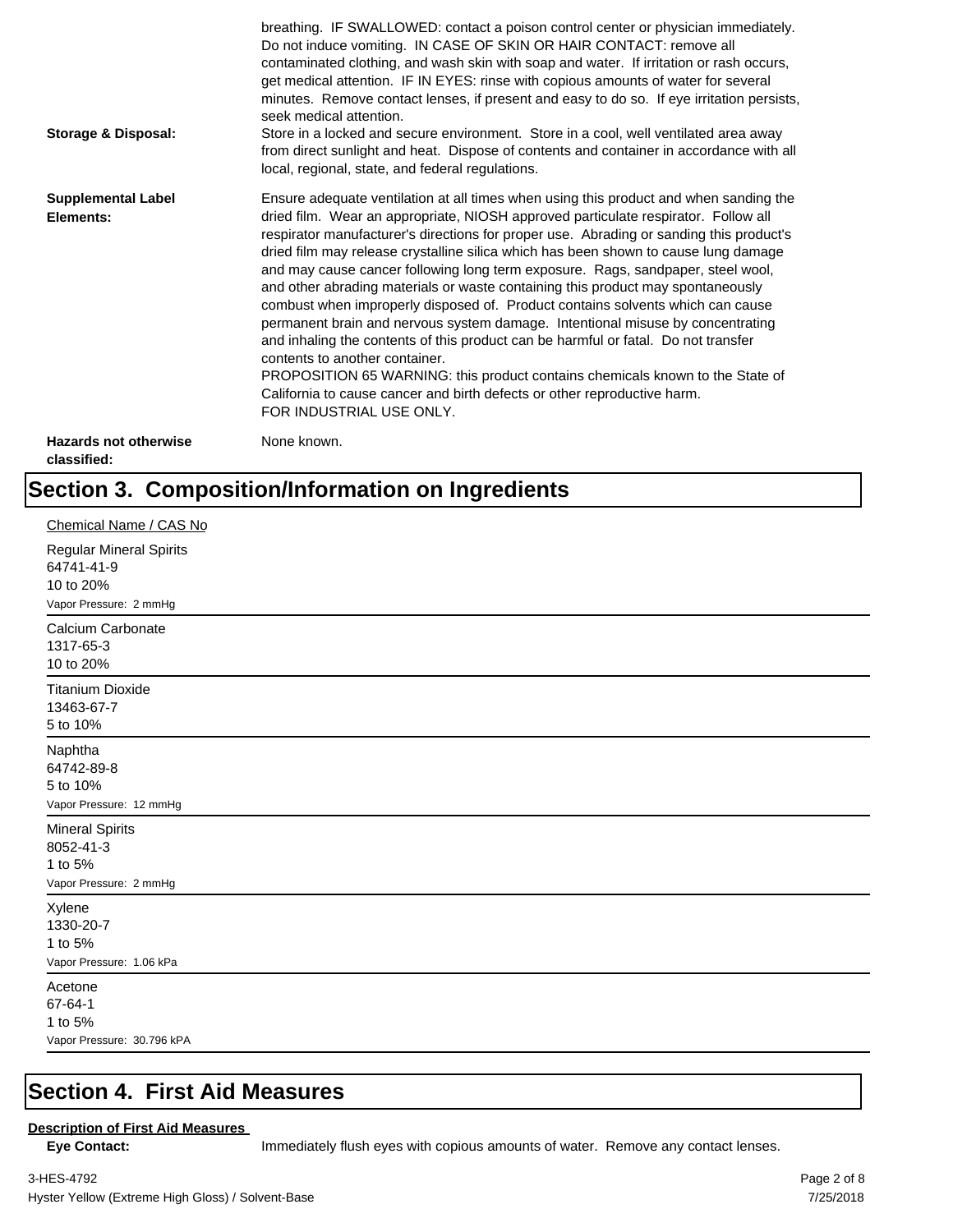breathing. IF SWALLOWED: contact a poison control center or physician immediately. Do not induce vomiting. IN CASE OF SKIN OR HAIR CONTACT: remove all contaminated clothing, and wash skin with soap and water. If irritation or rash occurs, get medical attention. IF IN EYES: rinse with copious amounts of water for several minutes. Remove contact lenses, if present and easy to do so. If eye irritation persists, seek medical attention.

**Storage & Disposal:** Store in a locked and secure environment. Store in a cool, well ventilated area away from direct sunlight and heat. Dispose of contents and container in accordance with all local, regional, state, and federal regulations.

**Supplemental Label Elements:** Ensure adequate ventilation at all times when using this product and when sanding the dried film. Wear an appropriate, NIOSH approved particulate respirator. Follow all respirator manufacturer's directions for proper use. Abrading or sanding this product's dried film may release crystalline silica which has been shown to cause lung damage and may cause cancer following long term exposure. Rags, sandpaper, steel wool, and other abrading materials or waste containing this product may spontaneously combust when improperly disposed of. Product contains solvents which can cause permanent brain and nervous system damage. Intentional misuse by concentrating and inhaling the contents of this product can be harmful or fatal. Do not transfer contents to another container.
PROPOSITION 65 WARNING: this product contains chemicals known to the State of California to cause cancer and birth defects or other reproductive harm.
FOR INDUSTRIAL USE ONLY.

**Hazards not otherwise classified:** None known.

# Section 3. Composition/Information on Ingredients

Chemical Name / CAS No

Regular Mineral Spirits
64741-41-9
10 to 20%
Vapor Pressure: 2 mmHg

---

Calcium Carbonate
1317-65-3
10 to 20%

---

Titanium Dioxide
13463-67-7
5 to 10%

---

Naphtha
64742-89-8
5 to 10%
Vapor Pressure: 12 mmHg

---

Mineral Spirits
8052-41-3
1 to 5%
Vapor Pressure: 2 mmHg

---

Xylene
1330-20-7
1 to 5%
Vapor Pressure: 1.06 kPa

---

Acetone
67-64-1
1 to 5%
Vapor Pressure: 30.796 kPA

---

# Section 4. First Aid Measures

**Description of First Aid Measures**

**Eye Contact:** Immediately flush eyes with copious amounts of water. Remove any contact lenses.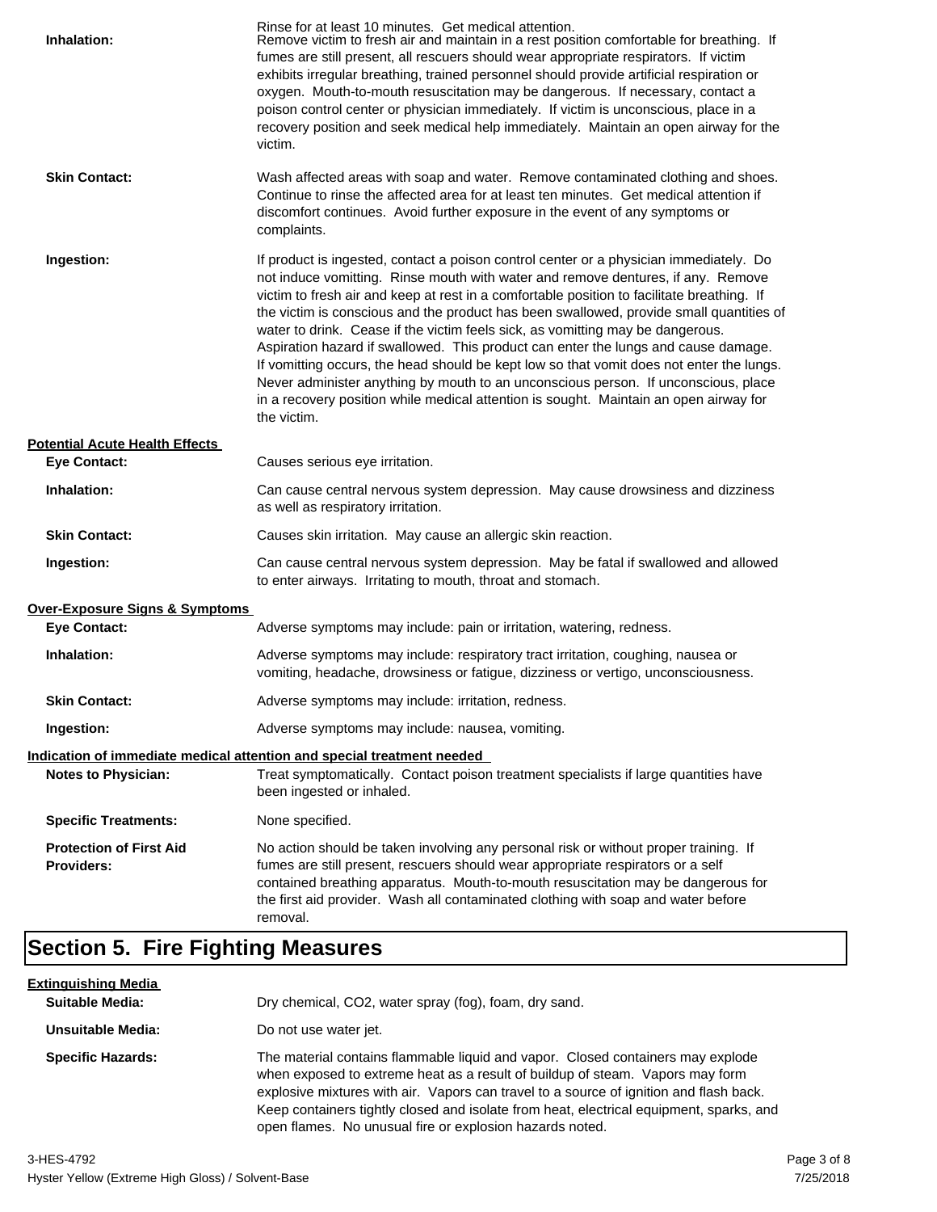Rinse for at least 10 minutes. Get medical attention.

**Inhalation:** Remove victim to fresh air and maintain in a rest position comfortable for breathing. If fumes are still present, all rescuers should wear appropriate respirators. If victim exhibits irregular breathing, trained personnel should provide artificial respiration or oxygen. Mouth-to-mouth resuscitation may be dangerous. If necessary, contact a poison control center or physician immediately. If victim is unconscious, place in a recovery position and seek medical help immediately. Maintain an open airway for the victim.

**Skin Contact:** Wash affected areas with soap and water. Remove contaminated clothing and shoes. Continue to rinse the affected area for at least ten minutes. Get medical attention if discomfort continues. Avoid further exposure in the event of any symptoms or complaints.

**Ingestion:** If product is ingested, contact a poison control center or a physician immediately. Do not induce vomitting. Rinse mouth with water and remove dentures, if any. Remove victim to fresh air and keep at rest in a comfortable position to facilitate breathing. If the victim is conscious and the product has been swallowed, provide small quantities of water to drink. Cease if the victim feels sick, as vomitting may be dangerous. Aspiration hazard if swallowed. This product can enter the lungs and cause damage. If vomitting occurs, the head should be kept low so that vomit does not enter the lungs. Never administer anything by mouth to an unconscious person. If unconscious, place in a recovery position while medical attention is sought. Maintain an open airway for the victim.

**Potential Acute Health Effects**

**Eye Contact:** Causes serious eye irritation.

**Inhalation:** Can cause central nervous system depression. May cause drowsiness and dizziness as well as respiratory irritation.

**Skin Contact:** Causes skin irritation. May cause an allergic skin reaction.

**Ingestion:** Can cause central nervous system depression. May be fatal if swallowed and allowed to enter airways. Irritating to mouth, throat and stomach.

**Over-Exposure Signs & Symptoms**

**Eye Contact:** Adverse symptoms may include: pain or irritation, watering, redness.

**Inhalation:** Adverse symptoms may include: respiratory tract irritation, coughing, nausea or vomiting, headache, drowsiness or fatigue, dizziness or vertigo, unconsciousness.

**Skin Contact:** Adverse symptoms may include: irritation, redness.

**Ingestion:** Adverse symptoms may include: nausea, vomiting.

**Indication of immediate medical attention and special treatment needed**

**Notes to Physician:** Treat symptomatically. Contact poison treatment specialists if large quantities have been ingested or inhaled.

**Specific Treatments:** None specified.

**Protection of First Aid Providers:** No action should be taken involving any personal risk or without proper training. If fumes are still present, rescuers should wear appropriate respirators or a self contained breathing apparatus. Mouth-to-mouth resuscitation may be dangerous for the first aid provider. Wash all contaminated clothing with soap and water before removal.

# Section 5. Fire Fighting Measures

**Extinguishing Media**

**Suitable Media:** Dry chemical, $CO_2$, water spray (fog), foam, dry sand.

**Unsuitable Media:** Do not use water jet.

**Specific Hazards:** The material contains flammable liquid and vapor. Closed containers may explode when exposed to extreme heat as a result of buildup of steam. Vapors may form explosive mixtures with air. Vapors can travel to a source of ignition and flash back. Keep containers tightly closed and isolate from heat, electrical equipment, sparks, and open flames. No unusual fire or explosion hazards noted.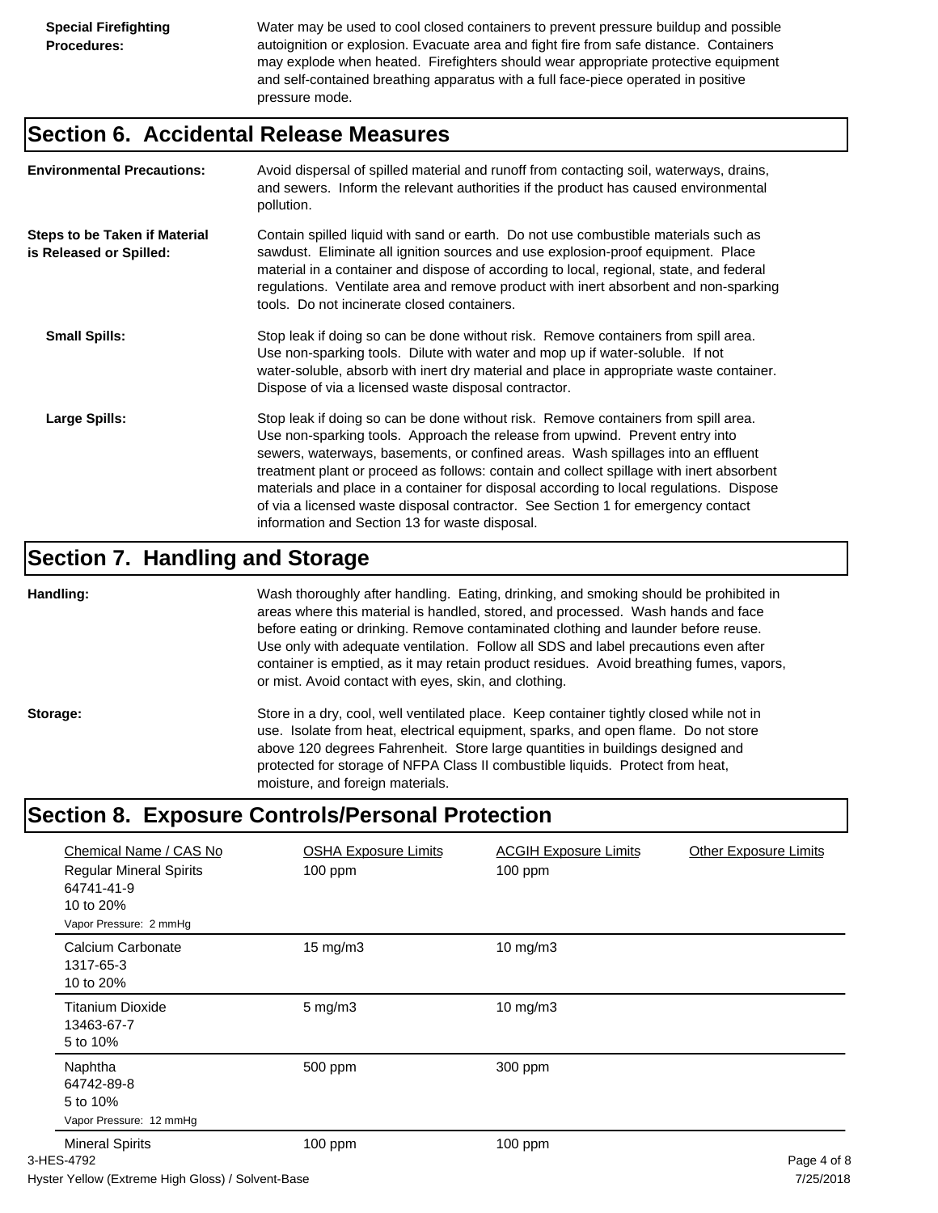**Special Firefighting Procedures:** Water may be used to cool closed containers to prevent pressure buildup and possible autoignition or explosion. Evacuate area and fight fire from safe distance. Containers may explode when heated. Firefighters should wear appropriate protective equipment and self-contained breathing apparatus with a full face-piece operated in positive pressure mode.

## Section 6. Accidental Release Measures

**Environmental Precautions:** Avoid dispersal of spilled material and runoff from contacting soil, waterways, drains, and sewers. Inform the relevant authorities if the product has caused environmental pollution.

**Steps to be Taken if Material is Released or Spilled:** Contain spilled liquid with sand or earth. Do not use combustible materials such as sawdust. Eliminate all ignition sources and use explosion-proof equipment. Place material in a container and dispose of according to local, regional, state, and federal regulations. Ventilate area and remove product with inert absorbent and non-sparking tools. Do not incinerate closed containers.

**Small Spills:** Stop leak if doing so can be done without risk. Remove containers from spill area. Use non-sparking tools. Dilute with water and mop up if water-soluble. If not water-soluble, absorb with inert dry material and place in appropriate waste container. Dispose of via a licensed waste disposal contractor.

**Large Spills:** Stop leak if doing so can be done without risk. Remove containers from spill area. Use non-sparking tools. Approach the release from upwind. Prevent entry into sewers, waterways, basements, or confined areas. Wash spillages into an effluent treatment plant or proceed as follows: contain and collect spillage with inert absorbent materials and place in a container for disposal according to local regulations. Dispose of via a licensed waste disposal contractor. See Section 1 for emergency contact information and Section 13 for waste disposal.

## Section 7. Handling and Storage

**Handling:** Wash thoroughly after handling. Eating, drinking, and smoking should be prohibited in areas where this material is handled, stored, and processed. Wash hands and face before eating or drinking. Remove contaminated clothing and launder before reuse. Use only with adequate ventilation. Follow all SDS and label precautions even after container is emptied, as it may retain product residues. Avoid breathing fumes, vapors, or mist. Avoid contact with eyes, skin, and clothing.

**Storage:** Store in a dry, cool, well ventilated place. Keep container tightly closed while not in use. Isolate from heat, electrical equipment, sparks, and open flame. Do not store above 120 degrees Fahrenheit. Store large quantities in buildings designed and protected for storage of NFPA Class II combustible liquids. Protect from heat, moisture, and foreign materials.

## Section 8. Exposure Controls/Personal Protection

| Chemical Name / CAS No | OSHA Exposure Limits | ACGIH Exposure Limits | Other Exposure Limits |
|---|---|---|---|
| Regular Mineral Spirits<br>64741-41-9<br>10 to 20%<br>Vapor Pressure: 2 mmHg | 100 ppm | 100 ppm | |
| Calcium Carbonate<br>1317-65-3<br>10 to 20% | 15 mg/m3 | 10 mg/m3 | |
| Titanium Dioxide<br>13463-67-7<br>5 to 10% | 5 mg/m3 | 10 mg/m3 | |
| Naphtha<br>64742-89-8<br>5 to 10%<br>Vapor Pressure: 12 mmHg | 500 ppm | 300 ppm | |
| Mineral Spirits | 100 ppm | 100 ppm | |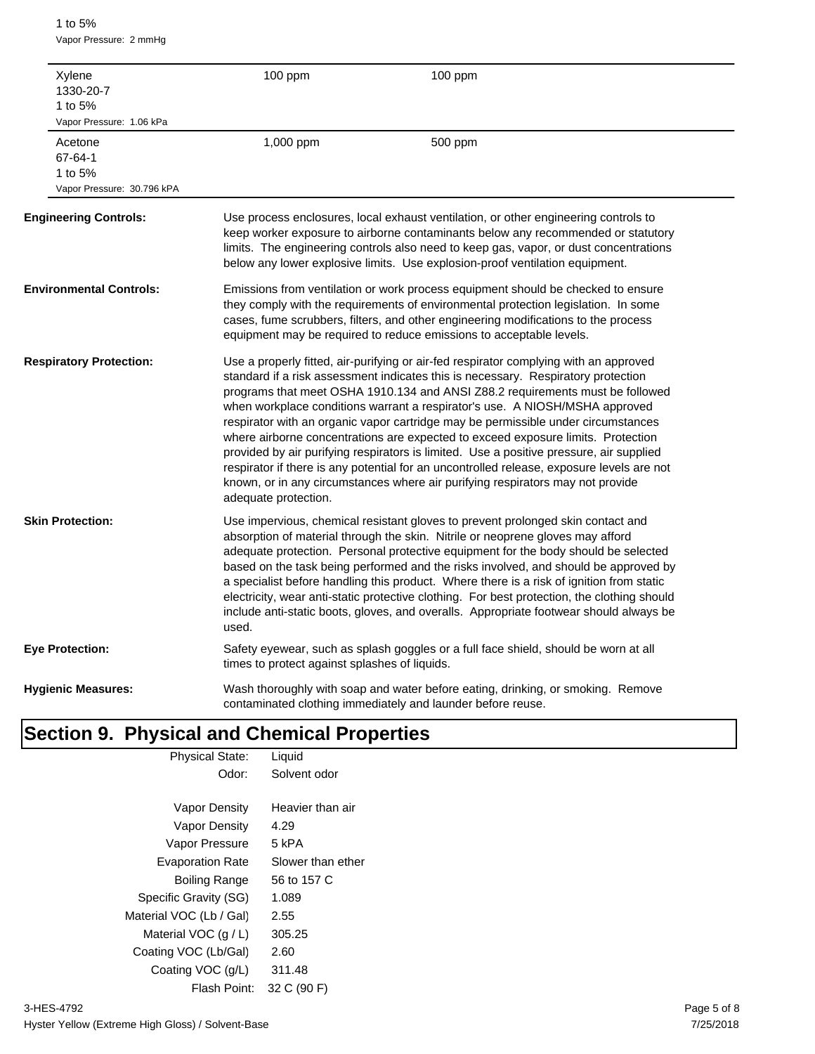| | | |
|---|---|---|
| 1 to 5%<br>Vapor Pressure: 2 mmHg | | |
| Xylene<br>1330-20-7<br>1 to 5%<br>Vapor Pressure: 1.06 kPa | 100 ppm | 100 ppm |
| Acetone<br>67-64-1<br>1 to 5%<br>Vapor Pressure: 30.796 kPA | 1,000 ppm | 500 ppm |

**Engineering Controls:** Use process enclosures, local exhaust ventilation, or other engineering controls to keep worker exposure to airborne contaminants below any recommended or statutory limits. The engineering controls also need to keep gas, vapor, or dust concentrations below any lower explosive limits. Use explosion-proof ventilation equipment.

**Environmental Controls:** Emissions from ventilation or work process equipment should be checked to ensure they comply with the requirements of environmental protection legislation. In some cases, fume scrubbers, filters, and other engineering modifications to the process equipment may be required to reduce emissions to acceptable levels.

**Respiratory Protection:** Use a properly fitted, air-purifying or air-fed respirator complying with an approved standard if a risk assessment indicates this is necessary. Respiratory protection programs that meet OSHA 1910.134 and ANSI Z88.2 requirements must be followed when workplace conditions warrant a respirator's use. A NIOSH/MSHA approved respirator with an organic vapor cartridge may be permissible under circumstances where airborne concentrations are expected to exceed exposure limits. Protection provided by air purifying respirators is limited. Use a positive pressure, air supplied respirator if there is any potential for an uncontrolled release, exposure levels are not known, or in any circumstances where air purifying respirators may not provide adequate protection.

**Skin Protection:** Use impervious, chemical resistant gloves to prevent prolonged skin contact and absorption of material through the skin. Nitrile or neoprene gloves may afford adequate protection. Personal protective equipment for the body should be selected based on the task being performed and the risks involved, and should be approved by a specialist before handling this product. Where there is a risk of ignition from static electricity, wear anti-static protective clothing. For best protection, the clothing should include anti-static boots, gloves, and overalls. Appropriate footwear should always be used.

**Eye Protection:** Safety eyewear, such as splash goggles or a full face shield, should be worn at all times to protect against splashes of liquids.

**Hygienic Measures:** Wash thoroughly with soap and water before eating, drinking, or smoking. Remove contaminated clothing immediately and launder before reuse.

# Section 9. Physical and Chemical Properties

| | |
|---|---|
| Physical State: | Liquid |
| Odor: | Solvent odor |
| Vapor Density | Heavier than air |
| Vapor Density | 4.29 |
| Vapor Pressure | 5 kPA |
| Evaporation Rate | Slower than ether |
| Boiling Range | 56 to 157 C |
| Specific Gravity (SG) | 1.089 |
| Material VOC (Lb / Gal) | 2.55 |
| Material VOC (g / L) | 305.25 |
| Coating VOC (Lb/Gal) | 2.60 |
| Coating VOC (g/L) | 311.48 |
| Flash Point: | 32 C (90 F) |

3-HES-4792
Hyster Yellow (Extreme High Gloss) / Solvent-Base
7/25/2018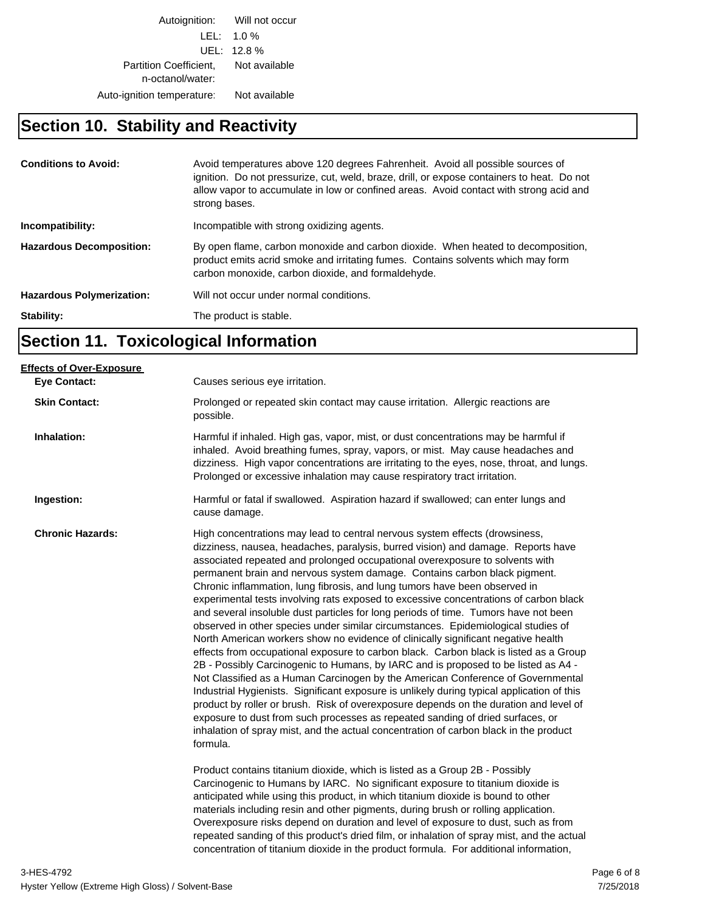| | |
|---|---|
| Autoignition: | Will not occur |
| LEL: | 1.0 % |
| UEL: | 12.8 % |
| Partition Coefficient, n-octanol/water: | Not available |
| Auto-ignition temperature: | Not available |

## Section 10. Stability and Reactivity

**Conditions to Avoid:** Avoid temperatures above 120 degrees Fahrenheit. Avoid all possible sources of ignition. Do not pressurize, cut, weld, braze, drill, or expose containers to heat. Do not allow vapor to accumulate in low or confined areas. Avoid contact with strong acid and strong bases.

**Incompatibility:** Incompatible with strong oxidizing agents.

**Hazardous Decomposition:** By open flame, carbon monoxide and carbon dioxide. When heated to decomposition, product emits acrid smoke and irritating fumes. Contains solvents which may form carbon monoxide, carbon dioxide, and formaldehyde.

**Hazardous Polymerization:** Will not occur under normal conditions.

**Stability:** The product is stable.

## Section 11. Toxicological Information

**Effects of Over-Exposure**

**Eye Contact:** Causes serious eye irritation.

**Skin Contact:** Prolonged or repeated skin contact may cause irritation. Allergic reactions are possible.

**Inhalation:** Harmful if inhaled. High gas, vapor, mist, or dust concentrations may be harmful if inhaled. Avoid breathing fumes, spray, vapors, or mist. May cause headaches and dizziness. High vapor concentrations are irritating to the eyes, nose, throat, and lungs. Prolonged or excessive inhalation may cause respiratory tract irritation.

**Ingestion:** Harmful or fatal if swallowed. Aspiration hazard if swallowed; can enter lungs and cause damage.

**Chronic Hazards:** High concentrations may lead to central nervous system effects (drowsiness, dizziness, nausea, headaches, paralysis, burred vision) and damage. Reports have associated repeated and prolonged occupational overexposure to solvents with permanent brain and nervous system damage. Contains carbon black pigment. Chronic inflammation, lung fibrosis, and lung tumors have been observed in experimental tests involving rats exposed to excessive concentrations of carbon black and several insoluble dust particles for long periods of time. Tumors have not been observed in other species under similar circumstances. Epidemiological studies of North American workers show no evidence of clinically significant negative health effects from occupational exposure to carbon black. Carbon black is listed as a Group 2B - Possibly Carcinogenic to Humans, by IARC and is proposed to be listed as A4 - Not Classified as a Human Carcinogen by the American Conference of Governmental Industrial Hygienists. Significant exposure is unlikely during typical application of this product by roller or brush. Risk of overexposure depends on the duration and level of exposure to dust from such processes as repeated sanding of dried surfaces, or inhalation of spray mist, and the actual concentration of carbon black in the product formula.

Product contains titanium dioxide, which is listed as a Group 2B - Possibly Carcinogenic to Humans by IARC. No significant exposure to titanium dioxide is anticipated while using this product, in which titanium dioxide is bound to other materials including resin and other pigments, during brush or rolling application. Overexposure risks depend on duration and level of exposure to dust, such as from repeated sanding of this product's dried film, or inhalation of spray mist, and the actual concentration of titanium dioxide in the product formula. For additional information,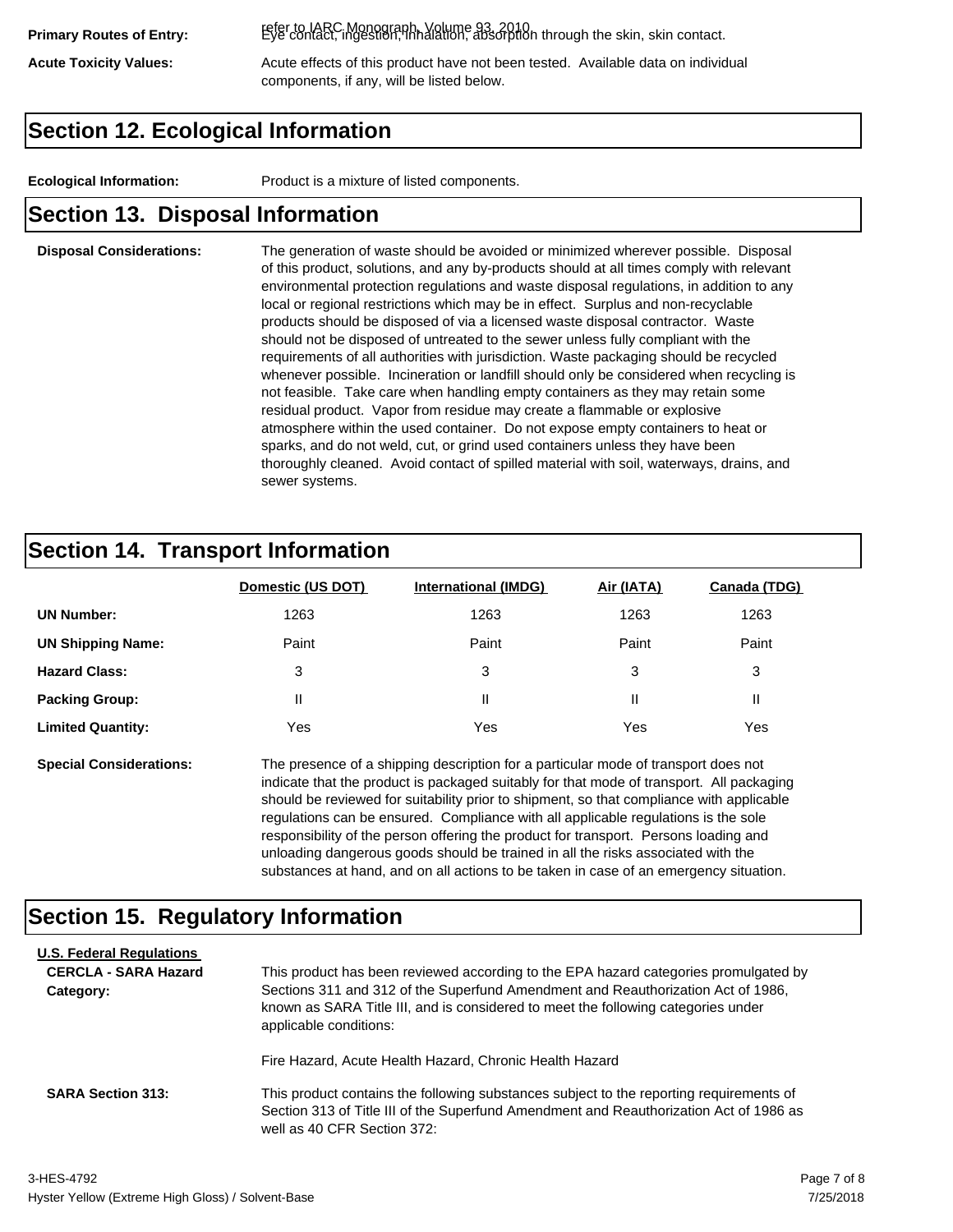**Primary Routes of Entry:** refer to IARC Monograph, Volume 93, 2010
Eye contact, ingestion, inhalation, absorption through the skin, skin contact.

**Acute Toxicity Values:** Acute effects of this product have not been tested. Available data on individual components, if any, will be listed below.

## Section 12. Ecological Information

**Ecological Information:** Product is a mixture of listed components.

## Section 13. Disposal Information

**Disposal Considerations:** The generation of waste should be avoided or minimized wherever possible. Disposal of this product, solutions, and any by-products should at all times comply with relevant environmental protection regulations and waste disposal regulations, in addition to any local or regional restrictions which may be in effect. Surplus and non-recyclable products should be disposed of via a licensed waste disposal contractor. Waste should not be disposed of untreated to the sewer unless fully compliant with the requirements of all authorities with jurisdiction. Waste packaging should be recycled whenever possible. Incineration or landfill should only be considered when recycling is not feasible. Take care when handling empty containers as they may retain some residual product. Vapor from residue may create a flammable or explosive atmosphere within the used container. Do not expose empty containers to heat or sparks, and do not weld, cut, or grind used containers unless they have been thoroughly cleaned. Avoid contact of spilled material with soil, waterways, drains, and sewer systems.

## Section 14. Transport Information

| | Domestic (US DOT) | International (IMDG) | Air (IATA) | Canada (TDG) |
|---|---|---|---|---|
| **UN Number:** | 1263 | 1263 | 1263 | 1263 |
| **UN Shipping Name:** | Paint | Paint | Paint | Paint |
| **Hazard Class:** | 3 | 3 | 3 | 3 |
| **Packing Group:** | II | II | II | II |
| **Limited Quantity:** | Yes | Yes | Yes | Yes |

**Special Considerations:** The presence of a shipping description for a particular mode of transport does not indicate that the product is packaged suitably for that mode of transport. All packaging should be reviewed for suitability prior to shipment, so that compliance with applicable regulations can be ensured. Compliance with all applicable regulations is the sole responsibility of the person offering the product for transport. Persons loading and unloading dangerous goods should be trained in all the risks associated with the substances at hand, and on all actions to be taken in case of an emergency situation.

## Section 15. Regulatory Information

**U.S. Federal Regulations**

**CERCLA - SARA Hazard Category:** This product has been reviewed according to the EPA hazard categories promulgated by Sections 311 and 312 of the Superfund Amendment and Reauthorization Act of 1986, known as SARA Title III, and is considered to meet the following categories under applicable conditions:

Fire Hazard, Acute Health Hazard, Chronic Health Hazard

**SARA Section 313:** This product contains the following substances subject to the reporting requirements of Section 313 of Title III of the Superfund Amendment and Reauthorization Act of 1986 as well as 40 CFR Section 372: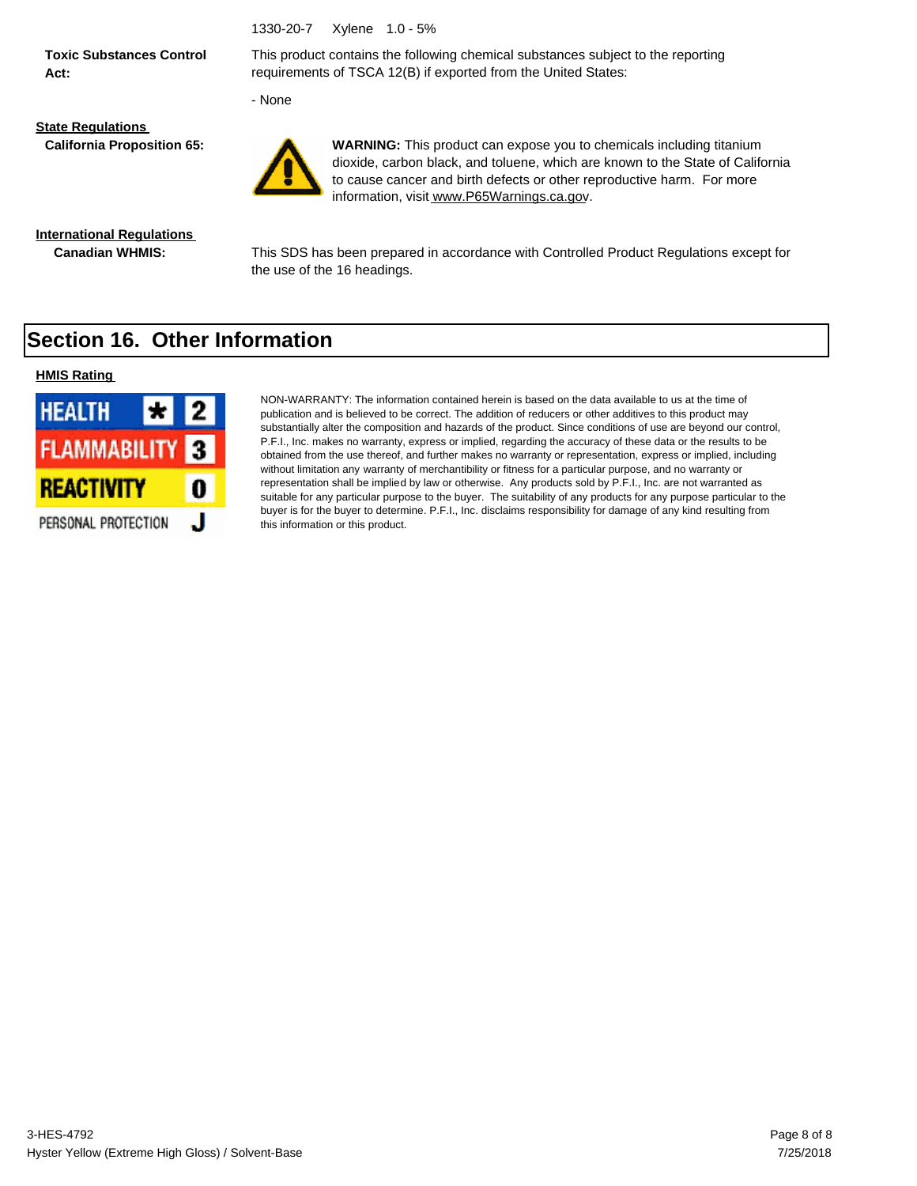1330-20-7 Xylene 1.0 - 5%

**Toxic Substances Control Act:**

This product contains the following chemical substances subject to the reporting requirements of TSCA 12(B) if exported from the United States:

- None

**State Regulations**

**California Proposition 65:**

**WARNING:** This product can expose you to chemicals including titanium dioxide, carbon black, and toluene, which are known to the State of California to cause cancer and birth defects or other reproductive harm. For more information, visit www.P65Warnings.ca.gov.

**International Regulations**

**Canadian WHMIS:**

This SDS has been prepared in accordance with Controlled Product Regulations except for the use of the 16 headings.

## Section 16. Other Information

**HMIS Rating**

| | | |
|---|---|---|
| HEALTH | * | 2 |
| FLAMMABILITY | | 3 |
| REACTIVITY | | 0 |
| PERSONAL PROTECTION | | J |

NON-WARRANTY: The information contained herein is based on the data available to us at the time of publication and is believed to be correct. The addition of reducers or other additives to this product may substantially alter the composition and hazards of the product. Since conditions of use are beyond our control, P.F.I., Inc. makes no warranty, express or implied, regarding the accuracy of these data or the results to be obtained from the use thereof, and further makes no warranty or representation, express or implied, including without limitation any warranty of merchantability or fitness for a particular purpose, and no warranty or representation shall be implied by law or otherwise. Any products sold by P.F.I., Inc. are not warranted as suitable for any particular purpose to the buyer. The suitability of any products for any purpose particular to the buyer is for the buyer to determine. P.F.I., Inc. disclaims responsibility for damage of any kind resulting from this information or this product.